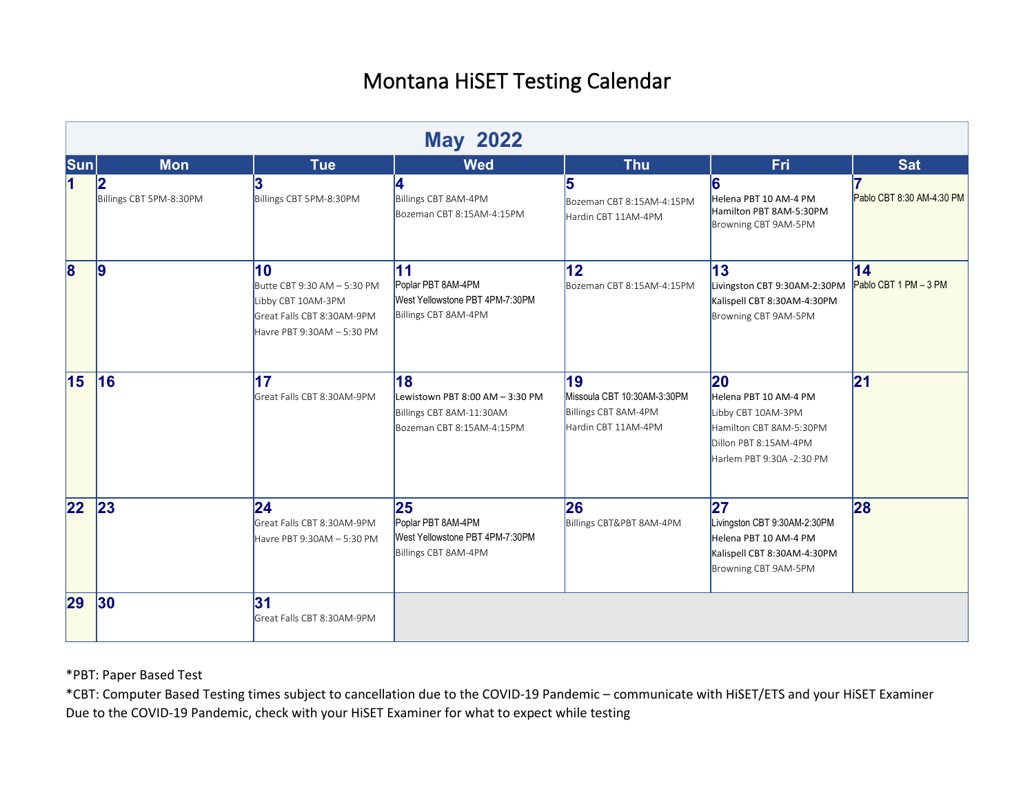# Montana HiSET Testing Calendar

| May 2022 | | | | | | |
|---|---|---|---|---|---|---|
| **Sun** | **Mon** | **Tue** | **Wed** | **Thu** | **Fri** | **Sat** |
| **1** | **2**<br>Billings CBT 5PM-8:30PM | **3**<br>Billings CBT 5PM-8:30PM | **4**<br>Billings CBT 8AM-4PM<br>Bozeman CBT 8:15AM-4:15PM | **5**<br>Bozeman CBT 8:15AM-4:15PM<br>Hardin CBT 11AM-4PM | **6**<br>Helena PBT 10 AM-4 PM<br>Hamilton PBT 8AM-5:30PM<br>Browning CBT 9AM-5PM | **7**<br>Pablo CBT 8:30 AM-4:30 PM |
| **8** | **9** | **10**<br>Butte CBT 9:30 AM – 5:30 PM<br>Libby CBT 10AM-3PM<br>Great Falls CBT 8:30AM-9PM<br>Havre PBT 9:30AM – 5:30 PM | **11**<br>Poplar PBT 8AM-4PM<br>West Yellowstone PBT 4PM-7:30PM<br>Billings CBT 8AM-4PM | **12**<br>Bozeman CBT 8:15AM-4:15PM | **13**<br>Livingston CBT 9:30AM-2:30PM<br>Kalispell CBT 8:30AM-4:30PM<br>Browning CBT 9AM-5PM | **14**<br>Pablo CBT 1 PM – 3 PM |
| **15** | **16** | **17**<br>Great Falls CBT 8:30AM-9PM | **18**<br>Lewistown PBT 8:00 AM – 3:30 PM<br>Billings CBT 8AM-11:30AM<br>Bozeman CBT 8:15AM-4:15PM | **19**<br>Missoula CBT 10:30AM-3:30PM<br>Billings CBT 8AM-4PM<br>Hardin CBT 11AM-4PM | **20**<br>Helena PBT 10 AM-4 PM<br>Libby CBT 10AM-3PM<br>Hamilton CBT 8AM-5:30PM<br>Dillon PBT 8:15AM-4PM<br>Harlem PBT 9:30A -2:30 PM | **21** |
| **22** | **23** | **24**<br>Great Falls CBT 8:30AM-9PM<br>Havre PBT 9:30AM – 5:30 PM | **25**<br>Poplar PBT 8AM-4PM<br>West Yellowstone PBT 4PM-7:30PM<br>Billings CBT 8AM-4PM | **26**<br>Billings CBT&PBT 8AM-4PM | **27**<br>Livingston CBT 9:30AM-2:30PM<br>Helena PBT 10 AM-4 PM<br>Kalispell CBT 8:30AM-4:30PM<br>Browning CBT 9AM-5PM | **28** |
| **29** | **30** | **31**<br>Great Falls CBT 8:30AM-9PM | | | | |

*PBT: Paper Based Test

*CBT: Computer Based Testing times subject to cancellation due to the COVID-19 Pandemic – communicate with HiSET/ETS and your HiSET Examiner

Due to the COVID-19 Pandemic, check with your HiSET Examiner for what to expect while testing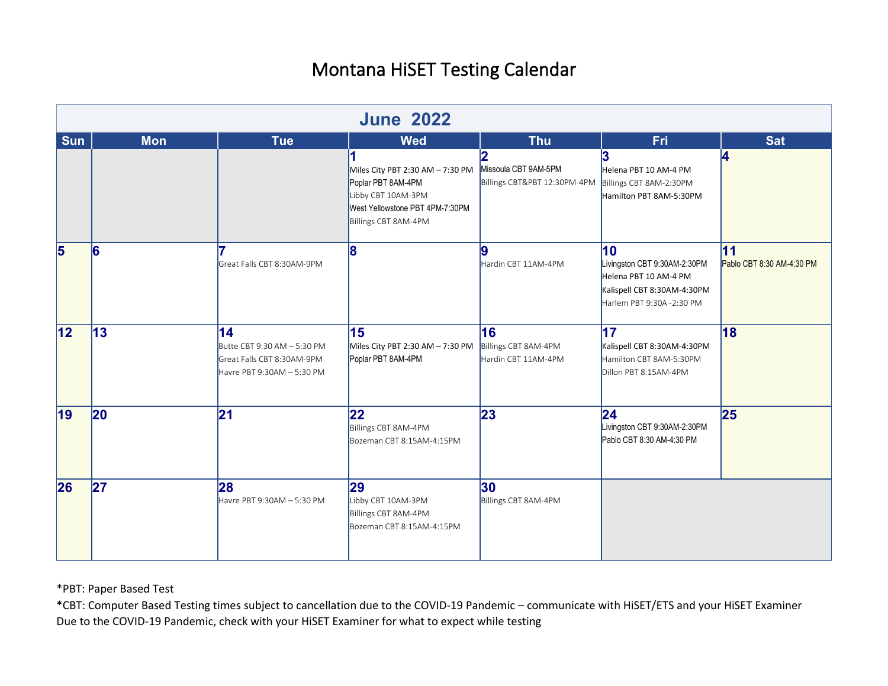# Montana HiSET Testing Calendar

## June 2022

| Sun | Mon | Tue | Wed | Thu | Fri | Sat |
|---|---|---|---|---|---|---|
| | | | **1**<br>Miles City PBT 2:30 AM – 7:30 PM<br>Poplar PBT 8AM-4PM<br>Libby CBT 10AM-3PM<br>West Yellowstone PBT 4PM-7:30PM<br>Billings CBT 8AM-4PM | **2**<br>Missoula CBT 9AM-5PM<br>Billings CBT&PBT 12:30PM-4PM | **3**<br>Helena PBT 10 AM-4 PM<br>Billings CBT 8AM-2:30PM<br>Hamilton PBT 8AM-5:30PM | **4** |
| **5** | **6** | **7**<br>Great Falls CBT 8:30AM-9PM | **8** | **9**<br>Hardin CBT 11AM-4PM | **10**<br>Livingston CBT 9:30AM-2:30PM<br>Helena PBT 10 AM-4 PM<br>Kalispell CBT 8:30AM-4:30PM<br>Harlem PBT 9:30A -2:30 PM | **11**<br>Pablo CBT 8:30 AM-4:30 PM |
| **12** | **13** | **14**<br>Butte CBT 9:30 AM – 5:30 PM<br>Great Falls CBT 8:30AM-9PM<br>Havre PBT 9:30AM – 5:30 PM | **15**<br>Miles City PBT 2:30 AM – 7:30 PM<br>Poplar PBT 8AM-4PM | **16**<br>Billings CBT 8AM-4PM<br>Hardin CBT 11AM-4PM | **17**<br>Kalispell CBT 8:30AM-4:30PM<br>Hamilton CBT 8AM-5:30PM<br>Dillon PBT 8:15AM-4PM | **18** |
| **19** | **20** | **21** | **22**<br>Billings CBT 8AM-4PM<br>Bozeman CBT 8:15AM-4:15PM | **23** | **24**<br>Livingston CBT 9:30AM-2:30PM<br>Pablo CBT 8:30 AM-4:30 PM | **25** |
| **26** | **27** | **28**<br>Havre PBT 9:30AM – 5:30 PM | **29**<br>Libby CBT 10AM-3PM<br>Billings CBT 8AM-4PM<br>Bozeman CBT 8:15AM-4:15PM | **30**<br>Billings CBT 8AM-4PM | | |

*PBT: Paper Based Test

*CBT: Computer Based Testing times subject to cancellation due to the COVID-19 Pandemic – communicate with HiSET/ETS and your HiSET Examiner

Due to the COVID-19 Pandemic, check with your HiSET Examiner for what to expect while testing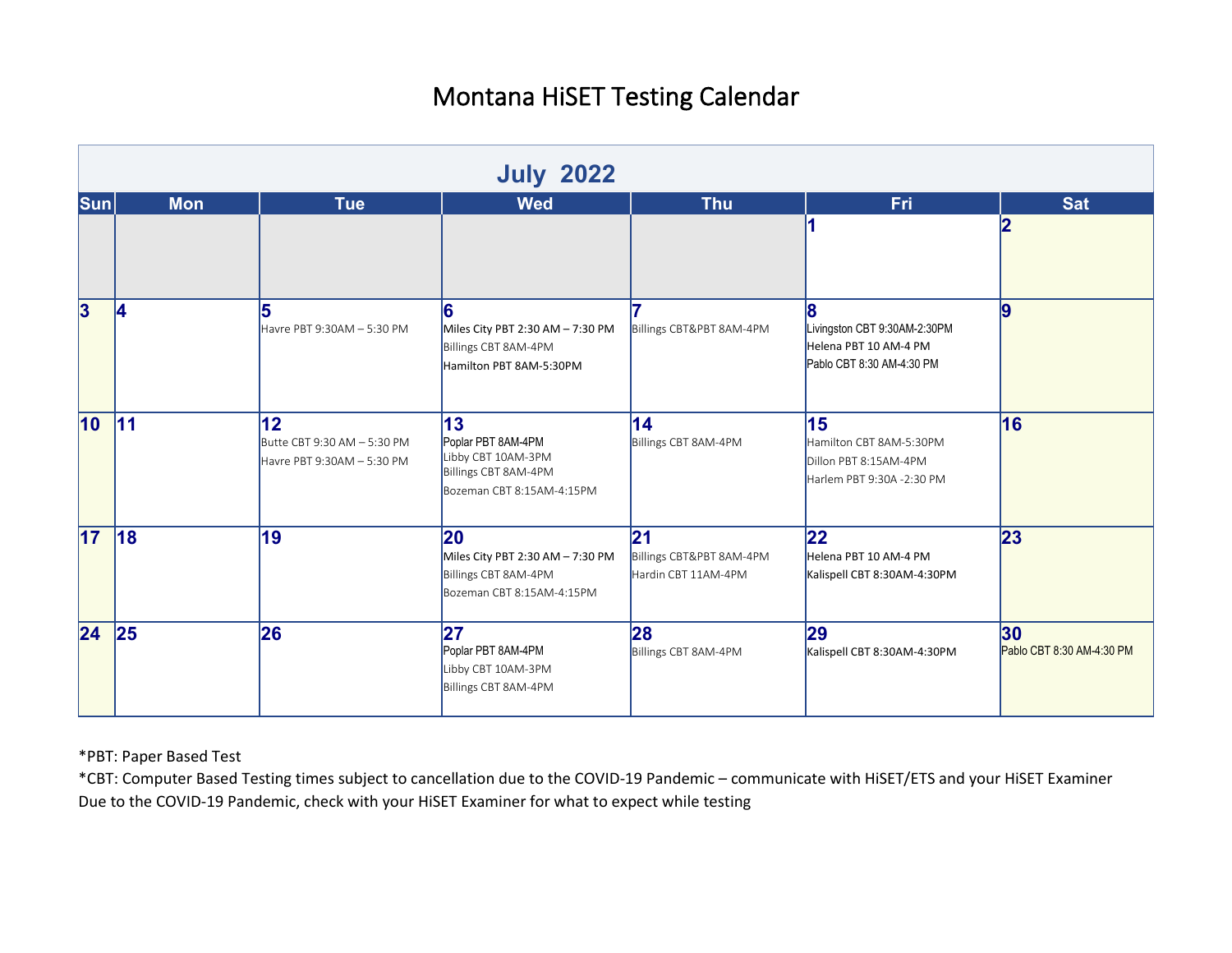# Montana HiSET Testing Calendar

## July 2022

| Sun | Mon | Tue | Wed | Thu | Fri | Sat |
|---|---|---|---|---|---|---|
| | | | | | 1 | 2 |
| 3 | 4 | 5<br>Havre PBT 9:30AM – 5:30 PM | 6<br>Miles City PBT 2:30 AM – 7:30 PM<br>Billings CBT 8AM-4PM<br>Hamilton PBT 8AM-5:30PM | 7<br>Billings CBT&PBT 8AM-4PM | 8<br>Livingston CBT 9:30AM-2:30PM<br>Helena PBT 10 AM-4 PM<br>Pablo CBT 8:30 AM-4:30 PM | 9 |
| 10 | 11 | 12<br>Butte CBT 9:30 AM – 5:30 PM<br>Havre PBT 9:30AM – 5:30 PM | 13<br>Poplar PBT 8AM-4PM<br>Libby CBT 10AM-3PM<br>Billings CBT 8AM-4PM<br>Bozeman CBT 8:15AM-4:15PM | 14<br>Billings CBT 8AM-4PM | 15<br>Hamilton CBT 8AM-5:30PM<br>Dillon PBT 8:15AM-4PM<br>Harlem PBT 9:30A -2:30 PM | 16 |
| 17 | 18 | 19 | 20<br>Miles City PBT 2:30 AM – 7:30 PM<br>Billings CBT 8AM-4PM<br>Bozeman CBT 8:15AM-4:15PM | 21<br>Billings CBT&PBT 8AM-4PM<br>Hardin CBT 11AM-4PM | 22<br>Helena PBT 10 AM-4 PM<br>Kalispell CBT 8:30AM-4:30PM | 23 |
| 24 | 25 | 26 | 27<br>Poplar PBT 8AM-4PM<br>Libby CBT 10AM-3PM<br>Billings CBT 8AM-4PM | 28<br>Billings CBT 8AM-4PM | 29<br>Kalispell CBT 8:30AM-4:30PM | 30<br>Pablo CBT 8:30 AM-4:30 PM |

*PBT: Paper Based Test

*CBT: Computer Based Testing times subject to cancellation due to the COVID-19 Pandemic – communicate with HiSET/ETS and your HiSET Examiner

Due to the COVID-19 Pandemic, check with your HiSET Examiner for what to expect while testing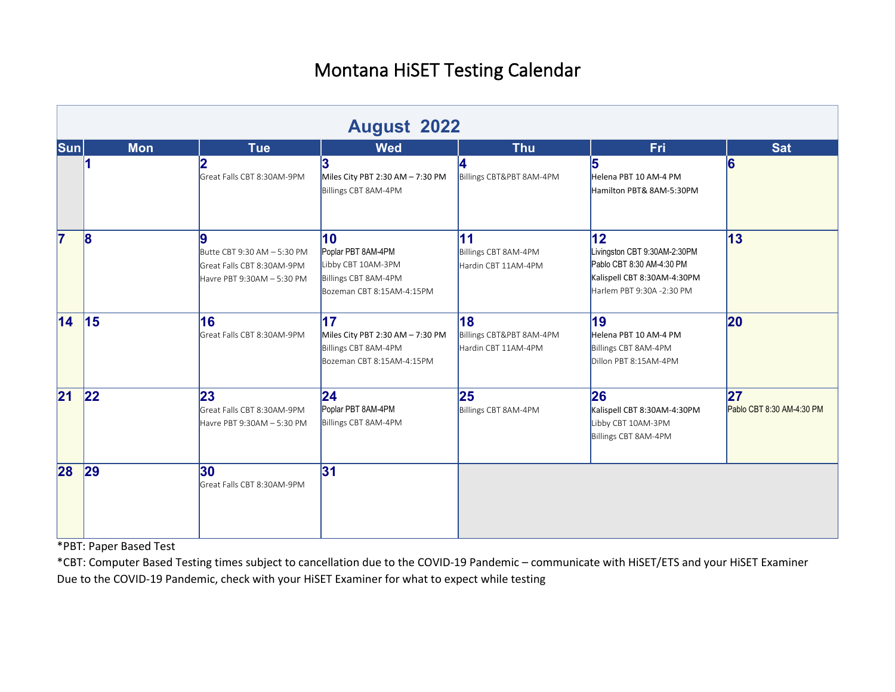# Montana HiSET Testing Calendar

## August 2022

| Sun | Mon | Tue | Wed | Thu | Fri | Sat |
|---|---|---|---|---|---|---|
| | 1 | 2<br>Great Falls CBT 8:30AM-9PM | 3<br>Miles City PBT 2:30 AM – 7:30 PM<br>Billings CBT 8AM-4PM | 4<br>Billings CBT&PBT 8AM-4PM | 5<br>Helena PBT 10 AM-4 PM<br>Hamilton PBT& 8AM-5:30PM | 6 |
| 7 | 8 | 9<br>Butte CBT 9:30 AM – 5:30 PM<br>Great Falls CBT 8:30AM-9PM<br>Havre PBT 9:30AM – 5:30 PM | 10<br>Poplar PBT 8AM-4PM<br>Libby CBT 10AM-3PM<br>Billings CBT 8AM-4PM<br>Bozeman CBT 8:15AM-4:15PM | 11<br>Billings CBT 8AM-4PM<br>Hardin CBT 11AM-4PM | 12<br>Livingston CBT 9:30AM-2:30PM<br>Pablo CBT 8:30 AM-4:30 PM<br>Kalispell CBT 8:30AM-4:30PM<br>Harlem PBT 9:30A -2:30 PM | 13 |
| 14 | 15 | 16<br>Great Falls CBT 8:30AM-9PM | 17<br>Miles City PBT 2:30 AM – 7:30 PM<br>Billings CBT 8AM-4PM<br>Bozeman CBT 8:15AM-4:15PM | 18<br>Billings CBT&PBT 8AM-4PM<br>Hardin CBT 11AM-4PM | 19<br>Helena PBT 10 AM-4 PM<br>Billings CBT 8AM-4PM<br>Dillon PBT 8:15AM-4PM | 20 |
| 21 | 22 | 23<br>Great Falls CBT 8:30AM-9PM<br>Havre PBT 9:30AM – 5:30 PM | 24<br>Poplar PBT 8AM-4PM<br>Billings CBT 8AM-4PM | 25<br>Billings CBT 8AM-4PM | 26<br>Kalispell CBT 8:30AM-4:30PM<br>Libby CBT 10AM-3PM<br>Billings CBT 8AM-4PM | 27<br>Pablo CBT 8:30 AM-4:30 PM |
| 28 | 29 | 30<br>Great Falls CBT 8:30AM-9PM | 31 | | | |

*PBT: Paper Based Test

*CBT: Computer Based Testing times subject to cancellation due to the COVID-19 Pandemic – communicate with HiSET/ETS and your HiSET Examiner

Due to the COVID-19 Pandemic, check with your HiSET Examiner for what to expect while testing